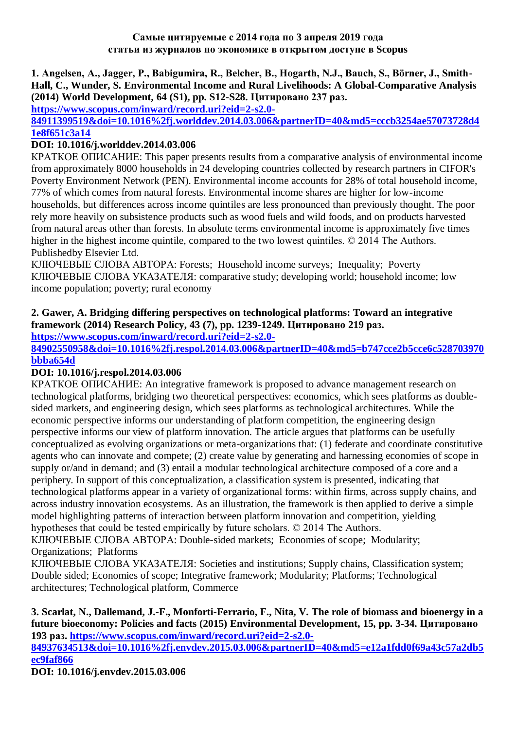**Самые цитируемые с 2014 года по 3 апреля 2019 года**
**статьи из журналов по экономике в открытом доступе в Scopus**

**1. Angelsen, A., Jagger, P., Babigumira, R., Belcher, B., Hogarth, N.J., Bauch, S., Börner, J., Smith-Hall, C., Wunder, S. Environmental Income and Rural Livelihoods: A Global-Comparative Analysis (2014) World Development, 64 (S1), pp. S12-S28. Цитировано 237 раз.**
**[https://www.scopus.com/inward/record.uri?eid=2-s2.0-84911399519&doi=10.1016%2fj.worlddev.2014.03.006&partnerID=40&md5=cccb3254ae57073728d41e8f651c3a14](https://www.scopus.com/inward/record.uri?eid=2-s2.0-84911399519&doi=10.1016%2fj.worlddev.2014.03.006&partnerID=40&md5=cccb3254ae57073728d41e8f651c3a14)**
**DOI: 10.1016/j.worlddev.2014.03.006**
КРАТКОЕ ОПИСАНИЕ: This paper presents results from a comparative analysis of environmental income from approximately 8000 households in 24 developing countries collected by research partners in CIFOR's Poverty Environment Network (PEN). Environmental income accounts for 28% of total household income, 77% of which comes from natural forests. Environmental income shares are higher for low-income households, but differences across income quintiles are less pronounced than previously thought. The poor rely more heavily on subsistence products such as wood fuels and wild foods, and on products harvested from natural areas other than forests. In absolute terms environmental income is approximately five times higher in the highest income quintile, compared to the two lowest quintiles. © 2014 The Authors. Publishedby Elsevier Ltd.
КЛЮЧЕВЫЕ СЛОВА АВТОРА: Forests; Household income surveys; Inequality; Poverty
КЛЮЧЕВЫЕ СЛОВА УКАЗАТЕЛЯ: comparative study; developing world; household income; low income population; poverty; rural economy

**2. Gawer, A. Bridging differing perspectives on technological platforms: Toward an integrative framework (2014) Research Policy, 43 (7), pp. 1239-1249. Цитировано 219 раз.**
**[https://www.scopus.com/inward/record.uri?eid=2-s2.0-84902550958&doi=10.1016%2fj.respol.2014.03.006&partnerID=40&md5=b747cce2b5cce6c528703970bbba654d](https://www.scopus.com/inward/record.uri?eid=2-s2.0-84902550958&doi=10.1016%2fj.respol.2014.03.006&partnerID=40&md5=b747cce2b5cce6c528703970bbba654d)**
**DOI: 10.1016/j.respol.2014.03.006**
КРАТКОЕ ОПИСАНИЕ: An integrative framework is proposed to advance management research on technological platforms, bridging two theoretical perspectives: economics, which sees platforms as double-sided markets, and engineering design, which sees platforms as technological architectures. While the economic perspective informs our understanding of platform competition, the engineering design perspective informs our view of platform innovation. The article argues that platforms can be usefully conceptualized as evolving organizations or meta-organizations that: (1) federate and coordinate constitutive agents who can innovate and compete; (2) create value by generating and harnessing economies of scope in supply or/and in demand; and (3) entail a modular technological architecture composed of a core and a periphery. In support of this conceptualization, a classification system is presented, indicating that technological platforms appear in a variety of organizational forms: within firms, across supply chains, and across industry innovation ecosystems. As an illustration, the framework is then applied to derive a simple model highlighting patterns of interaction between platform innovation and competition, yielding hypotheses that could be tested empirically by future scholars. © 2014 The Authors.
КЛЮЧЕВЫЕ СЛОВА АВТОРА: Double-sided markets; Economies of scope; Modularity; Organizations; Platforms
КЛЮЧЕВЫЕ СЛОВА УКАЗАТЕЛЯ: Societies and institutions; Supply chains, Classification system; Double sided; Economies of scope; Integrative framework; Modularity; Platforms; Technological architectures; Technological platform, Commerce

**3. Scarlat, N., Dallemand, J.-F., Monforti-Ferrario, F., Nita, V. The role of biomass and bioenergy in a future bioeconomy: Policies and facts (2015) Environmental Development, 15, pp. 3-34. Цитировано 193 раз. [https://www.scopus.com/inward/record.uri?eid=2-s2.0-84937634513&doi=10.1016%2fj.envdev.2015.03.006&partnerID=40&md5=e12a1fdd0f69a43c57a2db5ec9faf866](https://www.scopus.com/inward/record.uri?eid=2-s2.0-84937634513&doi=10.1016%2fj.envdev.2015.03.006&partnerID=40&md5=e12a1fdd0f69a43c57a2db5ec9faf866)**
**DOI: 10.1016/j.envdev.2015.03.006**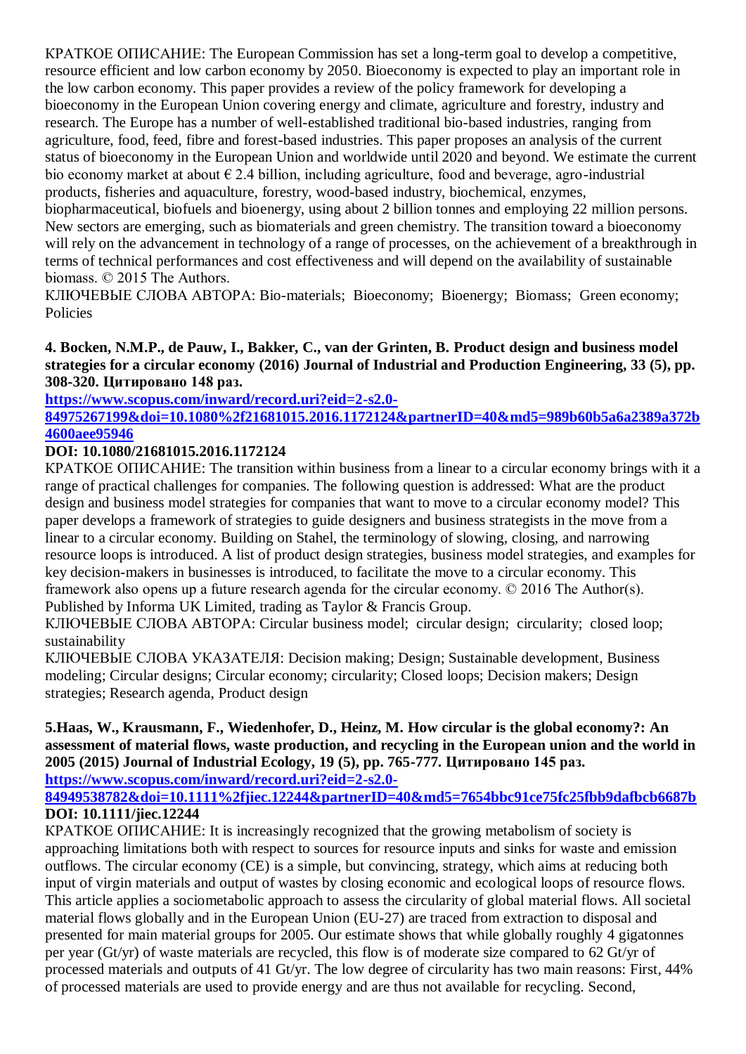КРАТКОЕ ОПИСАНИЕ: The European Commission has set a long-term goal to develop a competitive, resource efficient and low carbon economy by 2050. Bioeconomy is expected to play an important role in the low carbon economy. This paper provides a review of the policy framework for developing a bioeconomy in the European Union covering energy and climate, agriculture and forestry, industry and research. The Europe has a number of well-established traditional bio-based industries, ranging from agriculture, food, feed, fibre and forest-based industries. This paper proposes an analysis of the current status of bioeconomy in the European Union and worldwide until 2020 and beyond. We estimate the current bio economy market at about € 2.4 billion, including agriculture, food and beverage, agro-industrial products, fisheries and aquaculture, forestry, wood-based industry, biochemical, enzymes, biopharmaceutical, biofuels and bioenergy, using about 2 billion tonnes and employing 22 million persons. New sectors are emerging, such as biomaterials and green chemistry. The transition toward a bioeconomy will rely on the advancement in technology of a range of processes, on the achievement of a breakthrough in terms of technical performances and cost effectiveness and will depend on the availability of sustainable biomass. © 2015 The Authors.
КЛЮЧЕВЫЕ СЛОВА АВТОРА: Bio-materials; Bioeconomy; Bioenergy; Biomass; Green economy; Policies

**4. Bocken, N.M.P., de Pauw, I., Bakker, C., van der Grinten, B. Product design and business model strategies for a circular economy (2016) Journal of Industrial and Production Engineering, 33 (5), pp. 308-320. Цитировано 148 раз.**
**https://www.scopus.com/inward/record.uri?eid=2-s2.0-84975267199&doi=10.1080%2f21681015.2016.1172124&partnerID=40&md5=989b60b5a6a2389a372b4600aee95946**
**DOI: 10.1080/21681015.2016.1172124**
КРАТКОЕ ОПИСАНИЕ: The transition within business from a linear to a circular economy brings with it a range of practical challenges for companies. The following question is addressed: What are the product design and business model strategies for companies that want to move to a circular economy model? This paper develops a framework of strategies to guide designers and business strategists in the move from a linear to a circular economy. Building on Stahel, the terminology of slowing, closing, and narrowing resource loops is introduced. A list of product design strategies, business model strategies, and examples for key decision-makers in businesses is introduced, to facilitate the move to a circular economy. This framework also opens up a future research agenda for the circular economy. © 2016 The Author(s). Published by Informa UK Limited, trading as Taylor & Francis Group.
КЛЮЧЕВЫЕ СЛОВА АВТОРА: Circular business model; circular design; circularity; closed loop; sustainability
КЛЮЧЕВЫЕ СЛОВА УКАЗАТЕЛЯ: Decision making; Design; Sustainable development, Business modeling; Circular designs; Circular economy; circularity; Closed loops; Decision makers; Design strategies; Research agenda, Product design

**5.Haas, W., Krausmann, F., Wiedenhofer, D., Heinz, M. How circular is the global economy?: An assessment of material flows, waste production, and recycling in the European union and the world in 2005 (2015) Journal of Industrial Ecology, 19 (5), pp. 765-777. Цитировано 145 раз.**
**https://www.scopus.com/inward/record.uri?eid=2-s2.0-84949538782&doi=10.1111%2fjiec.12244&partnerID=40&md5=7654bbc91ce75fc25fbb9dafbcb6687b**
**DOI: 10.1111/jiec.12244**
КРАТКОЕ ОПИСАНИЕ: It is increasingly recognized that the growing metabolism of society is approaching limitations both with respect to sources for resource inputs and sinks for waste and emission outflows. The circular economy (CE) is a simple, but convincing, strategy, which aims at reducing both input of virgin materials and output of wastes by closing economic and ecological loops of resource flows. This article applies a sociometabolic approach to assess the circularity of global material flows. All societal material flows globally and in the European Union (EU-27) are traced from extraction to disposal and presented for main material groups for 2005. Our estimate shows that while globally roughly 4 gigatonnes per year (Gt/yr) of waste materials are recycled, this flow is of moderate size compared to 62 Gt/yr of processed materials and outputs of 41 Gt/yr. The low degree of circularity has two main reasons: First, 44% of processed materials are used to provide energy and are thus not available for recycling. Second,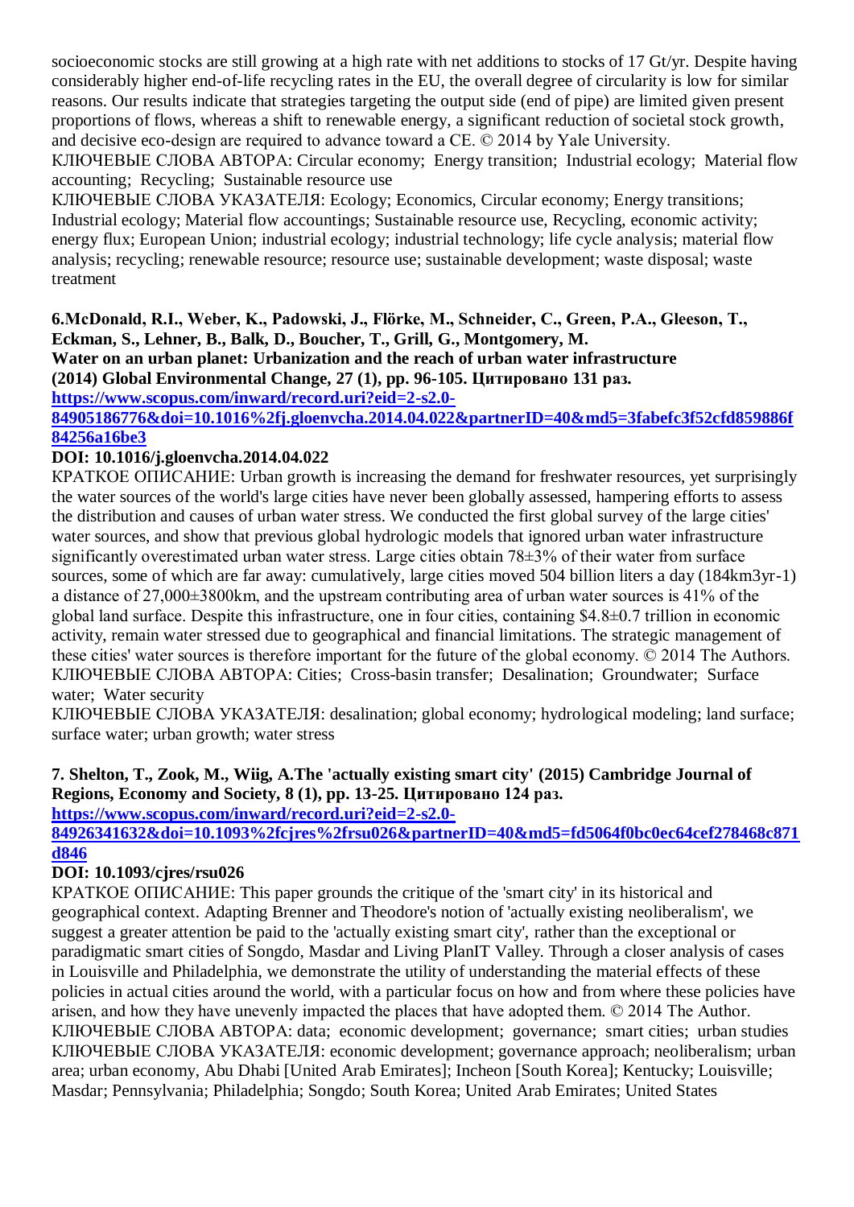socioeconomic stocks are still growing at a high rate with net additions to stocks of 17 Gt/yr. Despite having considerably higher end-of-life recycling rates in the EU, the overall degree of circularity is low for similar reasons. Our results indicate that strategies targeting the output side (end of pipe) are limited given present proportions of flows, whereas a shift to renewable energy, a significant reduction of societal stock growth, and decisive eco-design are required to advance toward a CE. © 2014 by Yale University.
КЛЮЧЕВЫЕ СЛОВА АВТОРА: Circular economy; Energy transition; Industrial ecology; Material flow accounting; Recycling; Sustainable resource use
КЛЮЧЕВЫЕ СЛОВА УКАЗАТЕЛЯ: Ecology; Economics, Circular economy; Energy transitions; Industrial ecology; Material flow accountings; Sustainable resource use, Recycling, economic activity; energy flux; European Union; industrial ecology; industrial technology; life cycle analysis; material flow analysis; recycling; renewable resource; resource use; sustainable development; waste disposal; waste treatment

**6.McDonald, R.I., Weber, K., Padowski, J., Flörke, M., Schneider, C., Green, P.A., Gleeson, T., Eckman, S., Lehner, B., Balk, D., Boucher, T., Grill, G., Montgomery, M.**
**Water on an urban planet: Urbanization and the reach of urban water infrastructure**
**(2014) Global Environmental Change, 27 (1), pp. 96-105. Цитировано 131 раз.**
**[https://www.scopus.com/inward/record.uri?eid=2-s2.0-84905186776&doi=10.1016%2fj.gloenvcha.2014.04.022&partnerID=40&md5=3fabefc3f52cfd859886f84256a16be3](https://www.scopus.com/inward/record.uri?eid=2-s2.0-84905186776&doi=10.1016%2fj.gloenvcha.2014.04.022&partnerID=40&md5=3fabefc3f52cfd859886f84256a16be3)**
**DOI: 10.1016/j.gloenvcha.2014.04.022**
КРАТКОЕ ОПИСАНИЕ: Urban growth is increasing the demand for freshwater resources, yet surprisingly the water sources of the world's large cities have never been globally assessed, hampering efforts to assess the distribution and causes of urban water stress. We conducted the first global survey of the large cities' water sources, and show that previous global hydrologic models that ignored urban water infrastructure significantly overestimated urban water stress. Large cities obtain 78±3% of their water from surface sources, some of which are far away: cumulatively, large cities moved 504 billion liters a day (184km3yr-1) a distance of 27,000±3800km, and the upstream contributing area of urban water sources is 41% of the global land surface. Despite this infrastructure, one in four cities, containing $4.8±0.7 trillion in economic activity, remain water stressed due to geographical and financial limitations. The strategic management of these cities' water sources is therefore important for the future of the global economy. © 2014 The Authors.
КЛЮЧЕВЫЕ СЛОВА АВТОРА: Cities; Cross-basin transfer; Desalination; Groundwater; Surface water; Water security
КЛЮЧЕВЫЕ СЛОВА УКАЗАТЕЛЯ: desalination; global economy; hydrological modeling; land surface; surface water; urban growth; water stress

**7. Shelton, T., Zook, M., Wiig, A.The 'actually existing smart city' (2015) Cambridge Journal of Regions, Economy and Society, 8 (1), pp. 13-25. Цитировано 124 раз.**
**[https://www.scopus.com/inward/record.uri?eid=2-s2.0-84926341632&doi=10.1093%2fcjres%2frsu026&partnerID=40&md5=fd5064f0bc0ec64cef278468c871d846](https://www.scopus.com/inward/record.uri?eid=2-s2.0-84926341632&doi=10.1093%2fcjres%2frsu026&partnerID=40&md5=fd5064f0bc0ec64cef278468c871d846)**
**DOI: 10.1093/cjres/rsu026**
КРАТКОЕ ОПИСАНИЕ: This paper grounds the critique of the 'smart city' in its historical and geographical context. Adapting Brenner and Theodore's notion of 'actually existing neoliberalism', we suggest a greater attention be paid to the 'actually existing smart city', rather than the exceptional or paradigmatic smart cities of Songdo, Masdar and Living PlanIT Valley. Through a closer analysis of cases in Louisville and Philadelphia, we demonstrate the utility of understanding the material effects of these policies in actual cities around the world, with a particular focus on how and from where these policies have arisen, and how they have unevenly impacted the places that have adopted them. © 2014 The Author.
КЛЮЧЕВЫЕ СЛОВА АВТОРА: data; economic development; governance; smart cities; urban studies
КЛЮЧЕВЫЕ СЛОВА УКАЗАТЕЛЯ: economic development; governance approach; neoliberalism; urban area; urban economy, Abu Dhabi [United Arab Emirates]; Incheon [South Korea]; Kentucky; Louisville; Masdar; Pennsylvania; Philadelphia; Songdo; South Korea; United Arab Emirates; United States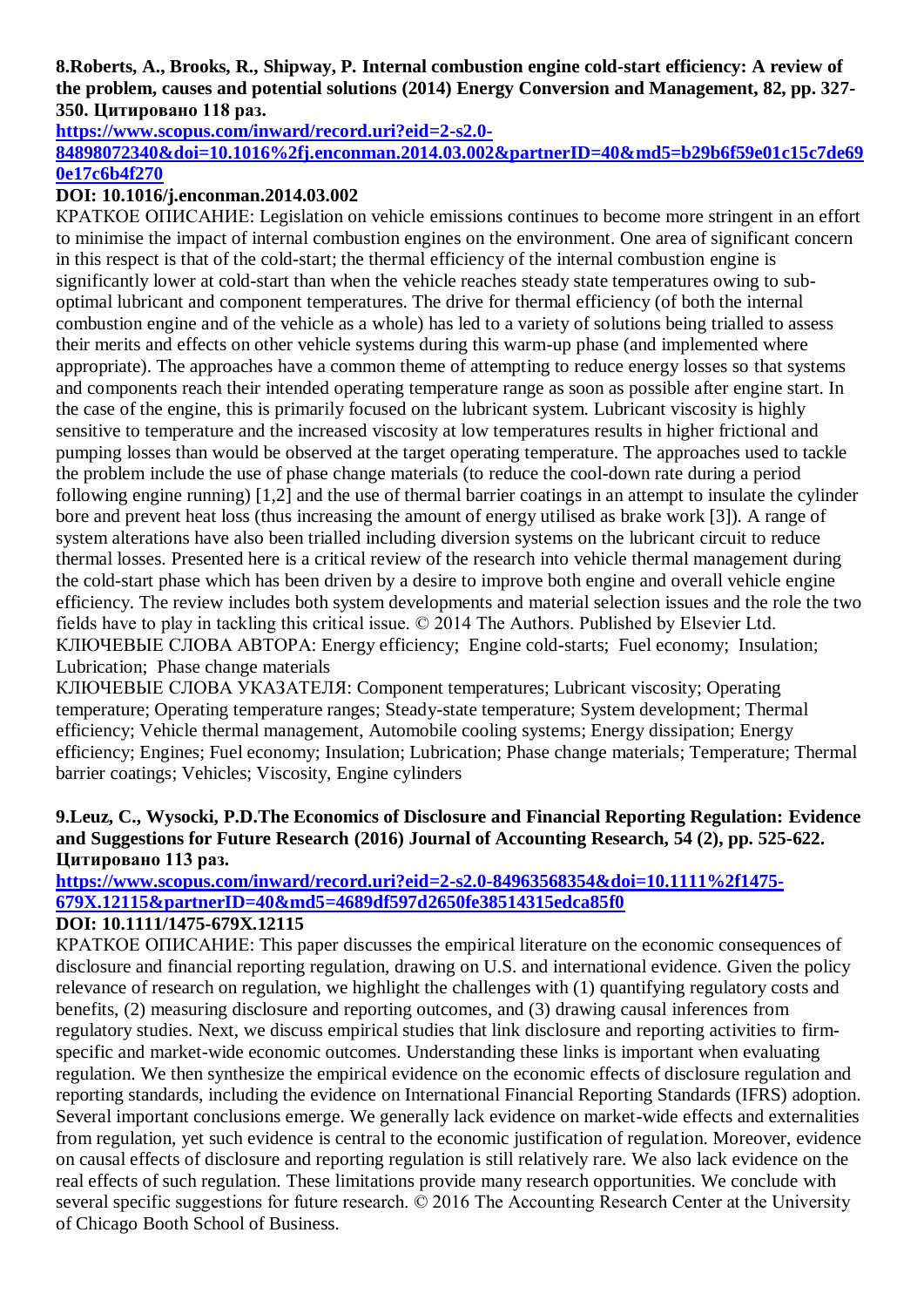**8.Roberts, A., Brooks, R., Shipway, P. Internal combustion engine cold-start efficiency: A review of the problem, causes and potential solutions (2014) Energy Conversion and Management, 82, pp. 327-350. Цитировано 118 раз.**

**https://www.scopus.com/inward/record.uri?eid=2-s2.0-84898072340&doi=10.1016%2fj.enconman.2014.03.002&partnerID=40&md5=b29b6f59e01c15c7de690e17c6b4f270**

**DOI: 10.1016/j.enconman.2014.03.002**

КРАТКОЕ ОПИСАНИЕ: Legislation on vehicle emissions continues to become more stringent in an effort to minimise the impact of internal combustion engines on the environment. One area of significant concern in this respect is that of the cold-start; the thermal efficiency of the internal combustion engine is significantly lower at cold-start than when the vehicle reaches steady state temperatures owing to sub-optimal lubricant and component temperatures. The drive for thermal efficiency (of both the internal combustion engine and of the vehicle as a whole) has led to a variety of solutions being trialled to assess their merits and effects on other vehicle systems during this warm-up phase (and implemented where appropriate). The approaches have a common theme of attempting to reduce energy losses so that systems and components reach their intended operating temperature range as soon as possible after engine start. In the case of the engine, this is primarily focused on the lubricant system. Lubricant viscosity is highly sensitive to temperature and the increased viscosity at low temperatures results in higher frictional and pumping losses than would be observed at the target operating temperature. The approaches used to tackle the problem include the use of phase change materials (to reduce the cool-down rate during a period following engine running) [1,2] and the use of thermal barrier coatings in an attempt to insulate the cylinder bore and prevent heat loss (thus increasing the amount of energy utilised as brake work [3]). A range of system alterations have also been trialled including diversion systems on the lubricant circuit to reduce thermal losses. Presented here is a critical review of the research into vehicle thermal management during the cold-start phase which has been driven by a desire to improve both engine and overall vehicle engine efficiency. The review includes both system developments and material selection issues and the role the two fields have to play in tackling this critical issue. © 2014 The Authors. Published by Elsevier Ltd.

КЛЮЧЕВЫЕ СЛОВА АВТОРА: Energy efficiency; Engine cold-starts; Fuel economy; Insulation; Lubrication; Phase change materials

КЛЮЧЕВЫЕ СЛОВА УКАЗАТЕЛЯ: Component temperatures; Lubricant viscosity; Operating temperature; Operating temperature ranges; Steady-state temperature; System development; Thermal efficiency; Vehicle thermal management, Automobile cooling systems; Energy dissipation; Energy efficiency; Engines; Fuel economy; Insulation; Lubrication; Phase change materials; Temperature; Thermal barrier coatings; Vehicles; Viscosity, Engine cylinders

**9.Leuz, C., Wysocki, P.D.The Economics of Disclosure and Financial Reporting Regulation: Evidence and Suggestions for Future Research (2016) Journal of Accounting Research, 54 (2), pp. 525-622. Цитировано 113 раз.**

**https://www.scopus.com/inward/record.uri?eid=2-s2.0-84963568354&doi=10.1111%2f1475-679X.12115&partnerID=40&md5=4689df597d2650fe38514315edca85f0**

**DOI: 10.1111/1475-679X.12115**

КРАТКОЕ ОПИСАНИЕ: This paper discusses the empirical literature on the economic consequences of disclosure and financial reporting regulation, drawing on U.S. and international evidence. Given the policy relevance of research on regulation, we highlight the challenges with (1) quantifying regulatory costs and benefits, (2) measuring disclosure and reporting outcomes, and (3) drawing causal inferences from regulatory studies. Next, we discuss empirical studies that link disclosure and reporting activities to firm-specific and market-wide economic outcomes. Understanding these links is important when evaluating regulation. We then synthesize the empirical evidence on the economic effects of disclosure regulation and reporting standards, including the evidence on International Financial Reporting Standards (IFRS) adoption. Several important conclusions emerge. We generally lack evidence on market-wide effects and externalities from regulation, yet such evidence is central to the economic justification of regulation. Moreover, evidence on causal effects of disclosure and reporting regulation is still relatively rare. We also lack evidence on the real effects of such regulation. These limitations provide many research opportunities. We conclude with several specific suggestions for future research. © 2016 The Accounting Research Center at the University of Chicago Booth School of Business.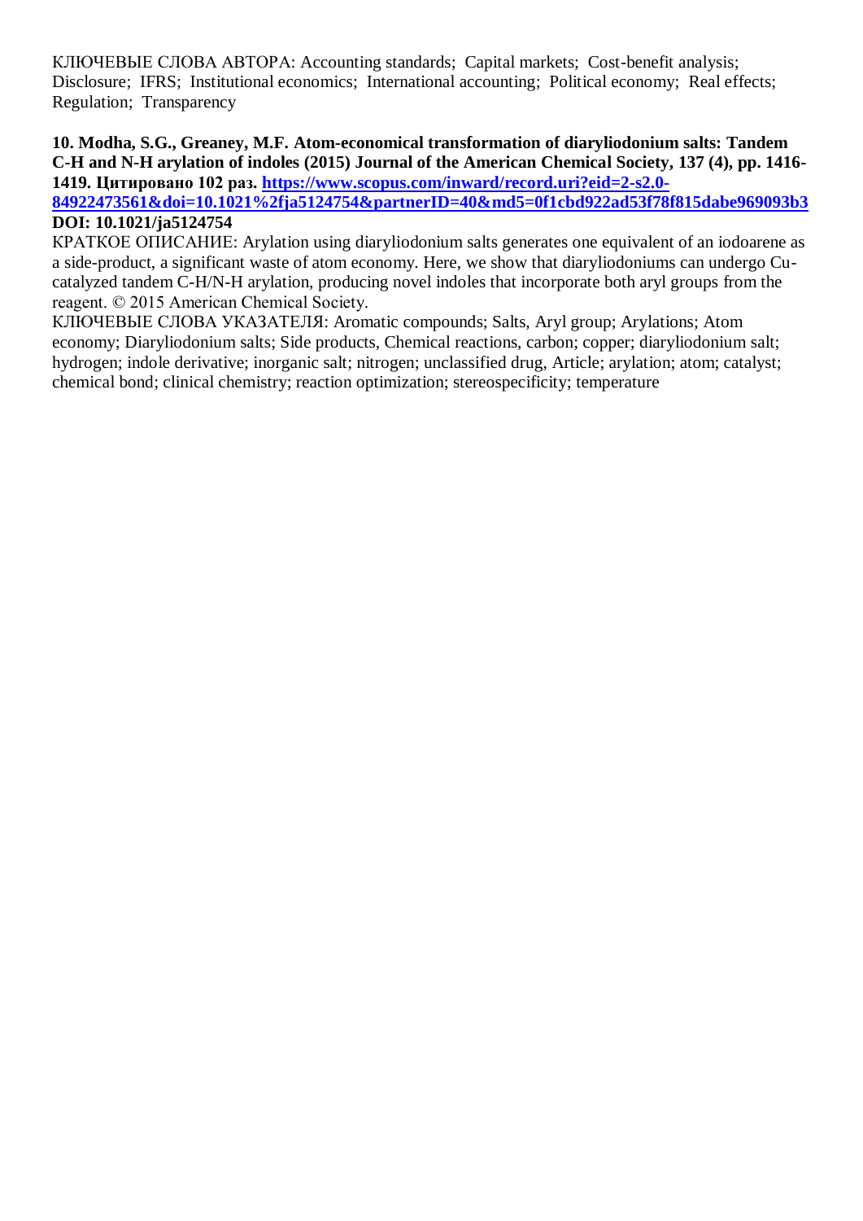КЛЮЧЕВЫЕ СЛОВА АВТОРА: Accounting standards; Capital markets; Cost-benefit analysis; Disclosure; IFRS; Institutional economics; International accounting; Political economy; Real effects; Regulation; Transparency

**10. Modha, S.G., Greaney, M.F. Atom-economical transformation of diaryliodonium salts: Tandem C-H and N-H arylation of indoles (2015) Journal of the American Chemical Society, 137 (4), pp. 1416-1419. Цитировано 102 раз. [https://www.scopus.com/inward/record.uri?eid=2-s2.0-84922473561&doi=10.1021%2fja5124754&partnerID=40&md5=0f1cbd922ad53f78f815dabe969093b3](https://www.scopus.com/inward/record.uri?eid=2-s2.0-84922473561&doi=10.1021%2fja5124754&partnerID=40&md5=0f1cbd922ad53f78f815dabe969093b3)**
**DOI: 10.1021/ja5124754**

КРАТКОЕ ОПИСАНИЕ: Arylation using diaryliodonium salts generates one equivalent of an iodoarene as a side-product, a significant waste of atom economy. Here, we show that diaryliodoniums can undergo Cu-catalyzed tandem C-H/N-H arylation, producing novel indoles that incorporate both aryl groups from the reagent. © 2015 American Chemical Society.

КЛЮЧЕВЫЕ СЛОВА УКАЗАТЕЛЯ: Aromatic compounds; Salts, Aryl group; Arylations; Atom economy; Diaryliodonium salts; Side products, Chemical reactions, carbon; copper; diaryliodonium salt; hydrogen; indole derivative; inorganic salt; nitrogen; unclassified drug, Article; arylation; atom; catalyst; chemical bond; clinical chemistry; reaction optimization; stereospecificity; temperature